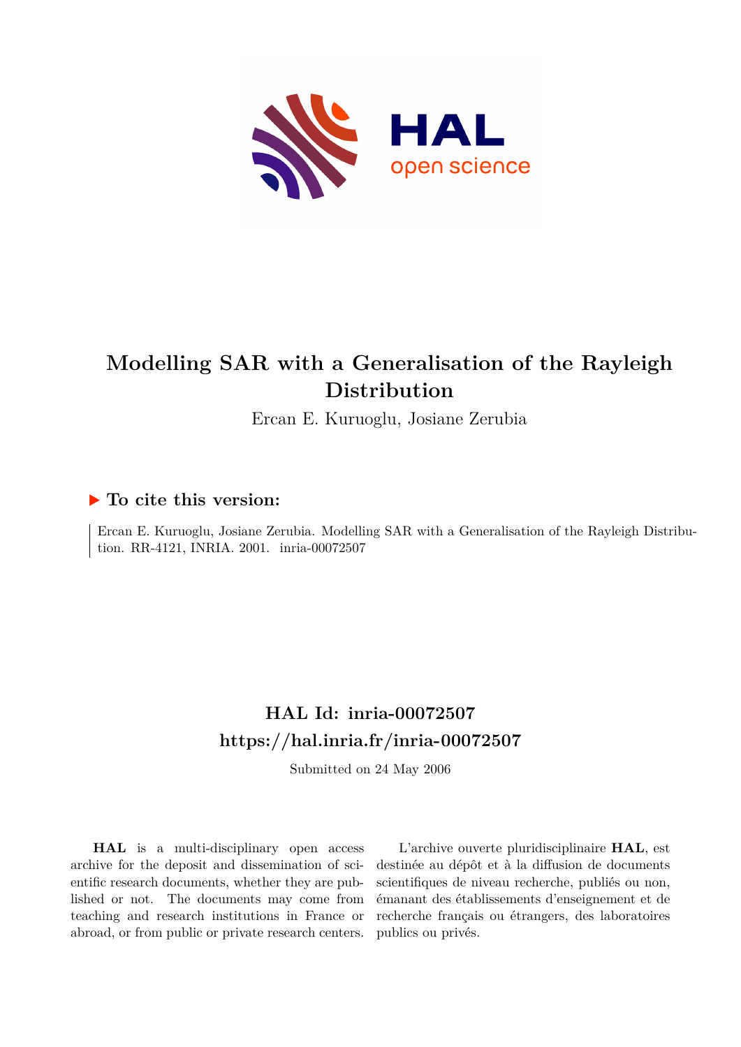# Modelling SAR with a Generalisation of the Rayleigh Distribution

Ercan E. Kuruoglu, Josiane Zerubia

## ▶ To cite this version:

Ercan E. Kuruoglu, Josiane Zerubia. Modelling SAR with a Generalisation of the Rayleigh Distribution. RR-4121, INRIA. 2001. inria-00072507

## HAL Id: inria-00072507

## https://hal.inria.fr/inria-00072507

Submitted on 24 May 2006

**HAL** is a multi-disciplinary open access archive for the deposit and dissemination of scientific research documents, whether they are published or not. The documents may come from teaching and research institutions in France or abroad, or from public or private research centers.

L'archive ouverte pluridisciplinaire **HAL**, est destinée au dépôt et à la diffusion de documents scientifiques de niveau recherche, publiés ou non, émanant des établissements d'enseignement et de recherche français ou étrangers, des laboratoires publics ou privés.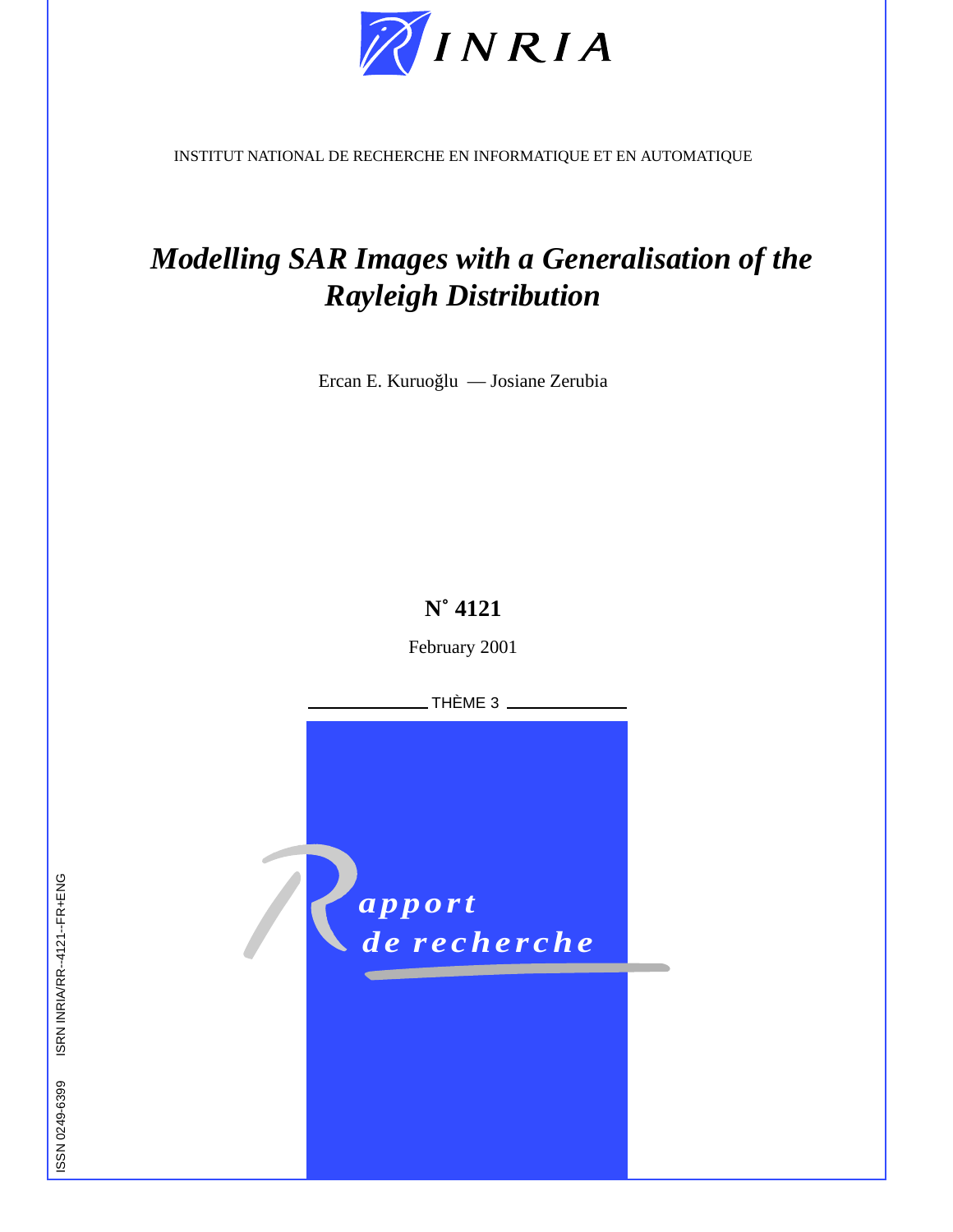INSTITUT NATIONAL DE RECHERCHE EN INFORMATIQUE ET EN AUTOMATIQUE

# *Modelling SAR Images with a Generalisation of the Rayleigh Distribution*

Ercan E. Kuruoğlu — Josiane Zerubia

**N° 4121**

February 2001

THÈME 3

*apport de recherche*

ISSN 0249-6399 ISRN INRIA/RR--4121--FR+ENG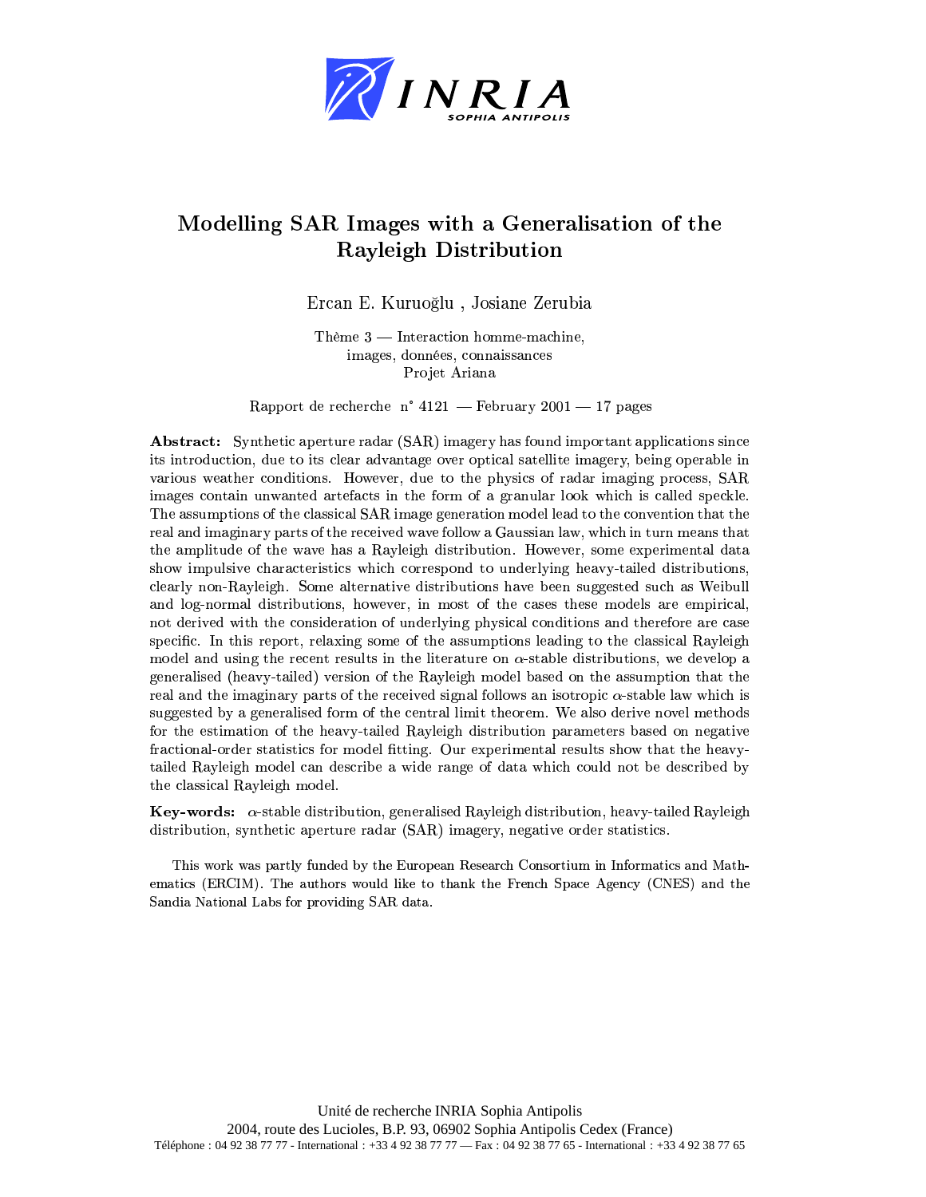# Modelling SAR Images with a Generalisation of the Rayleigh Distribution

Ercan E. Kuruoğlu , Josiane Zerubia

Thème 3 — Interaction homme-machine,
images, données, connaissances
Projet Ariana

Rapport de recherche n° 4121 — February 2001 — 17 pages

**Abstract:** Synthetic aperture radar (SAR) imagery has found important applications since its introduction, due to its clear advantage over optical satellite imagery, being operable in various weather conditions. However, due to the physics of radar imaging process, SAR images contain unwanted artefacts in the form of a granular look which is called speckle. The assumptions of the classical SAR image generation model lead to the convention that the real and imaginary parts of the received wave follow a Gaussian law, which in turn means that the amplitude of the wave has a Rayleigh distribution. However, some experimental data show impulsive characteristics which correspond to underlying heavy-tailed distributions, clearly non-Rayleigh. Some alternative distributions have been suggested such as Weibull and log-normal distributions, however, in most of the cases these models are empirical, not derived with the consideration of underlying physical conditions and therefore are case specific. In this report, relaxing some of the assumptions leading to the classical Rayleigh model and using the recent results in the literature on $\alpha$-stable distributions, we develop a generalised (heavy-tailed) version of the Rayleigh model based on the assumption that the real and the imaginary parts of the received signal follows an isotropic $\alpha$-stable law which is suggested by a generalised form of the central limit theorem. We also derive novel methods for the estimation of the heavy-tailed Rayleigh distribution parameters based on negative fractional-order statistics for model fitting. Our experimental results show that the heavy-tailed Rayleigh model can describe a wide range of data which could not be described by the classical Rayleigh model.

**Key-words:** $\alpha$-stable distribution, generalised Rayleigh distribution, heavy-tailed Rayleigh distribution, synthetic aperture radar (SAR) imagery, negative order statistics.

This work was partly funded by the European Research Consortium in Informatics and Mathematics (ERCIM). The authors would like to thank the French Space Agency (CNES) and the Sandia National Labs for providing SAR data.

Unité de recherche INRIA Sophia Antipolis
2004, route des Lucioles, B.P. 93, 06902 Sophia Antipolis Cedex (France)
Téléphone : 04 92 38 77 77 - International : +33 4 92 38 77 77 — Fax : 04 92 38 77 65 - International : +33 4 92 38 77 65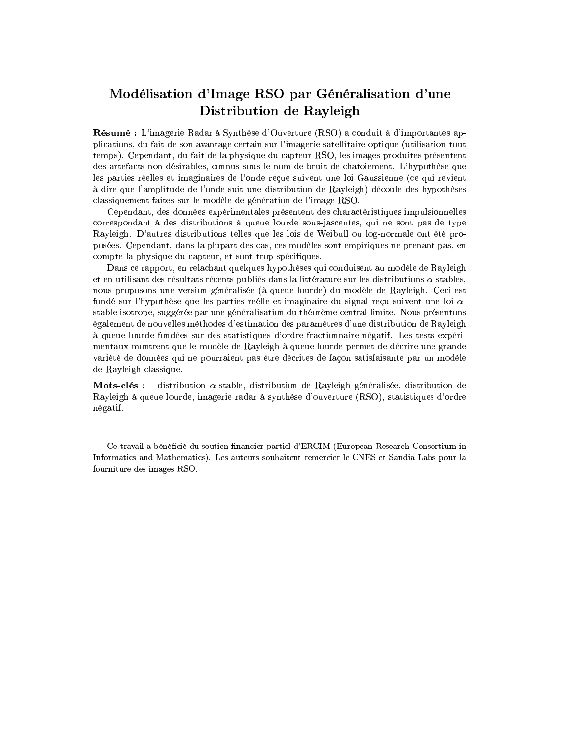# Modélisation d'Image RSO par Généralisation d'une Distribution de Rayleigh

**Résumé :** L'imagerie Radar à Synthése d'Ouverture (RSO) a conduit à d'importantes applications, du fait de son avantage certain sur l'imagerie satellitaire optique (utilisation tout temps). Cependant, du fait de la physique du capteur RSO, les images produites présentent des artefacts non désirables, connus sous le nom de bruit de chatoiement. L'hypothèse que les parties réelles et imaginaires de l'onde reçue suivent une loi Gaussienne (ce qui revient à dire que l'amplitude de l'onde suit une distribution de Rayleigh) découle des hypothèses classiquement faites sur le modèle de génération de l'image RSO.

Cependant, des données expérimentales présentent des charactéristiques impulsionnelles correspondant à des distributions à queue lourde sous-jascentes, qui ne sont pas de type Rayleigh. D'autres distributions telles que les lois de Weibull ou log-normale ont été proposées. Cependant, dans la plupart des cas, ces modèles sont empiriques ne prenant pas, en compte la physique du capteur, et sont trop spécifiques.

Dans ce rapport, en relachant quelques hypothèses qui conduisent au modèle de Rayleigh et en utilisant des résultats récents publiés dans la littérature sur les distributions $\alpha$-stables, nous proposons une version généralisée (à queue lourde) du modèle de Rayleigh. Ceci est fondé sur l'hypothèse que les parties reélle et imaginaire du signal reçu suivent une loi $\alpha$-stable isotrope, suggérée par une généralisation du théorème central limite. Nous présentons également de nouvelles méthodes d'estimation des paramètres d'une distribution de Rayleigh à queue lourde fondées sur des statistiques d'ordre fractionnaire négatif. Les tests expérimentaux montrent que le modèle de Rayleigh à queue lourde permet de décrire une grande variété de données qui ne pourraient pas être décrites de façon satisfaisante par un modèle de Rayleigh classique.

**Mots-clés :** distribution $\alpha$-stable, distribution de Rayleigh généralisée, distribution de Rayleigh à queue lourde, imagerie radar à synthèse d'ouverture (RSO), statistiques d'ordre négatif.

Ce travail a bénéficié du soutien financier partiel d'ERCIM (European Research Consortium in Informatics and Mathematics). Les auteurs souhaitent remercier le CNES et Sandia Labs pour la fourniture des images RSO.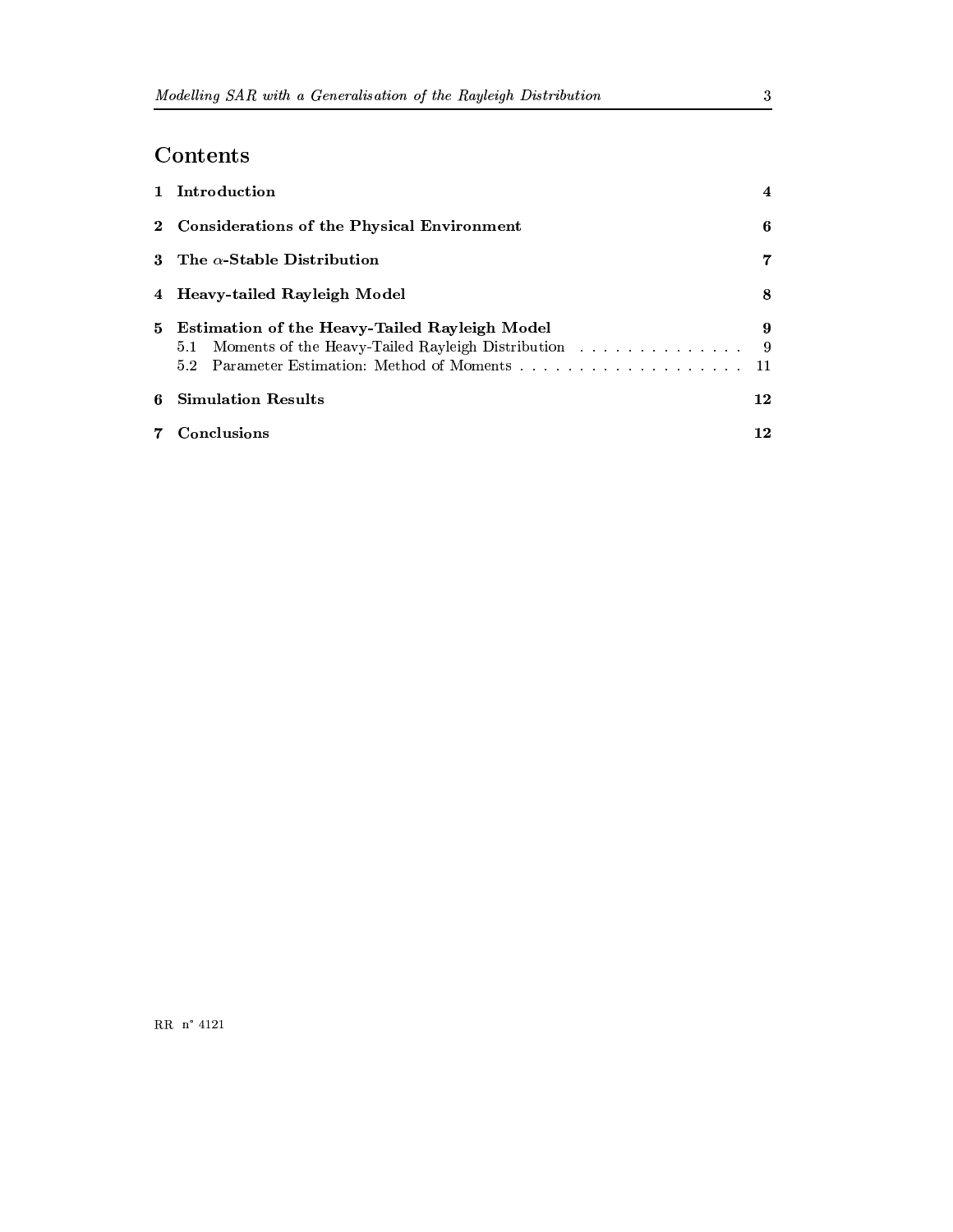# Contents

| | | |
|---|---|---|
| **1** | **Introduction** | **4** |
| **2** | **Considerations of the Physical Environment** | **6** |
| **3** | **The $\alpha$-Stable Distribution** | **7** |
| **4** | **Heavy-tailed Rayleigh Model** | **8** |
| **5** | **Estimation of the Heavy-Tailed Rayleigh Model** | **9** |
| | 5.1 Moments of the Heavy-Tailed Rayleigh Distribution | 9 |
| | 5.2 Parameter Estimation: Method of Moments | 11 |
| **6** | **Simulation Results** | **12** |
| **7** | **Conclusions** | **12** |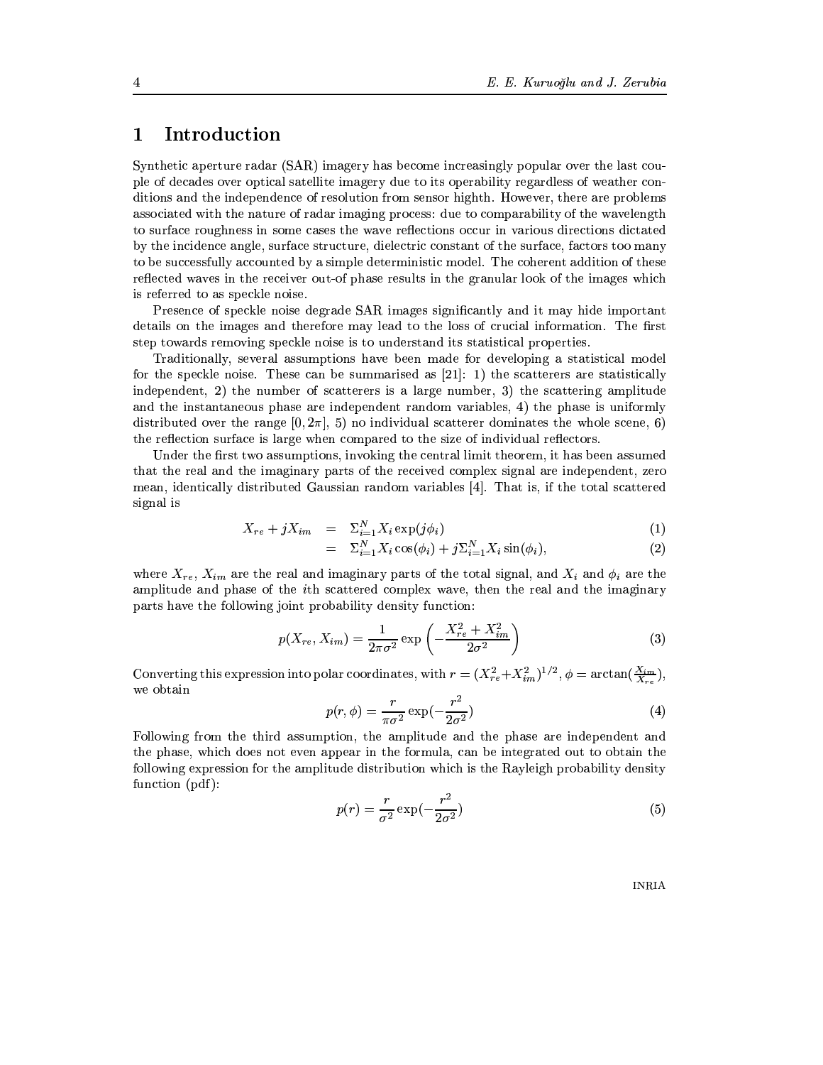# 1 Introduction

Synthetic aperture radar (SAR) imagery has become increasingly popular over the last couple of decades over optical satellite imagery due to its operability regardless of weather conditions and the independence of resolution from sensor highth. However, there are problems associated with the nature of radar imaging process: due to comparability of the wavelength to surface roughness in some cases the wave reflections occur in various directions dictated by the incidence angle, surface structure, dielectric constant of the surface, factors too many to be successfully accounted by a simple deterministic model. The coherent addition of these reflected waves in the receiver out-of phase results in the granular look of the images which is referred to as speckle noise.

Presence of speckle noise degrade SAR images significantly and it may hide important details on the images and therefore may lead to the loss of crucial information. The first step towards removing speckle noise is to understand its statistical properties.

Traditionally, several assumptions have been made for developing a statistical model for the speckle noise. These can be summarised as [21]: 1) the scatterers are statistically independent, 2) the number of scatterers is a large number, 3) the scattering amplitude and the instantaneous phase are independent random variables, 4) the phase is uniformly distributed over the range $[0, 2\pi]$, 5) no individual scatterer dominates the whole scene, 6) the reflection surface is large when compared to the size of individual reflectors.

Under the first two assumptions, invoking the central limit theorem, it has been assumed that the real and the imaginary parts of the received complex signal are independent, zero mean, identically distributed Gaussian random variables [4]. That is, if the total scattered signal is

$$X_{re} + jX_{im} = \Sigma_{i=1}^{N} X_i \exp(j\phi_i) \tag{1}$$

$$= \Sigma_{i=1}^{N} X_i \cos(\phi_i) + j\Sigma_{i=1}^{N} X_i \sin(\phi_i), \tag{2}$$

where $X_{re}$, $X_{im}$ are the real and imaginary parts of the total signal, and $X_i$ and $\phi_i$ are the amplitude and phase of the $i$th scattered complex wave, then the real and the imaginary parts have the following joint probability density function:

$$p(X_{re}, X_{im}) = \frac{1}{2\pi\sigma^2} \exp\left(-\frac{X_{re}^2 + X_{im}^2}{2\sigma^2}\right) \tag{3}$$

Converting this expression into polar coordinates, with $r = (X_{re}^2 + X_{im}^2)^{1/2}$, $\phi = \arctan(\frac{X_{im}}{X_{re}})$, we obtain

$$p(r, \phi) = \frac{r}{\pi\sigma^2} \exp(-\frac{r^2}{2\sigma^2}) \tag{4}$$

Following from the third assumption, the amplitude and the phase are independent and the phase, which does not even appear in the formula, can be integrated out to obtain the following expression for the amplitude distribution which is the Rayleigh probability density function (pdf):

$$p(r) = \frac{r}{\sigma^2} \exp(-\frac{r^2}{2\sigma^2}) \tag{5}$$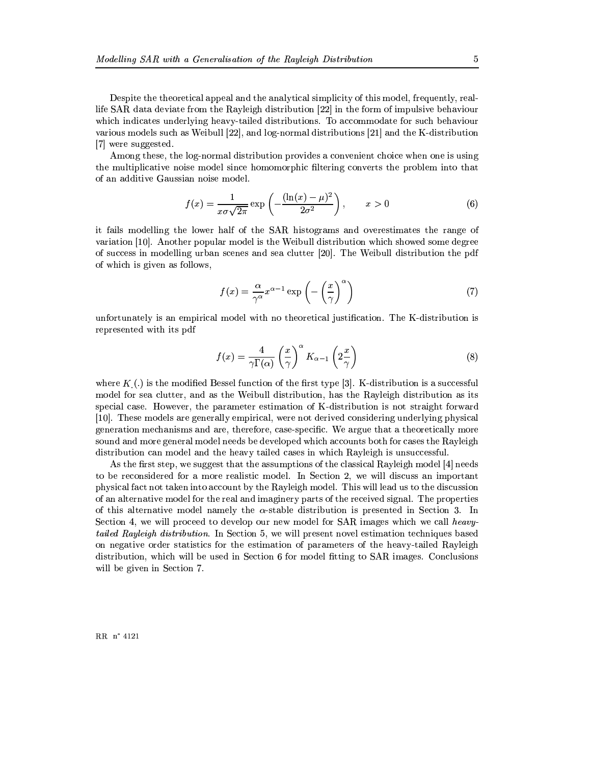Despite the theoretical appeal and the analytical simplicity of this model, frequently, real-life SAR data deviate from the Rayleigh distribution [22] in the form of impulsive behaviour which indicates underlying heavy-tailed distributions. To accommodate for such behaviour various models such as Weibull [22], and log-normal distributions [21] and the K-distribution [7] were suggested.

Among these, the log-normal distribution provides a convenient choice when one is using the multiplicative noise model since homomorphic filtering converts the problem into that of an additive Gaussian noise model.

$$f(x) = \frac{1}{x\sigma\sqrt{2\pi}} \exp\left(-\frac{(\ln(x)-\mu)^2}{2\sigma^2}\right), \qquad x > 0 \tag{6}$$

it fails modelling the lower half of the SAR histograms and overestimates the range of variation [10]. Another popular model is the Weibull distribution which showed some degree of success in modelling urban scenes and sea clutter [20]. The Weibull distribution the pdf of which is given as follows,

$$f(x) = \frac{\alpha}{\gamma^\alpha} x^{\alpha-1} \exp\left(-\left(\frac{x}{\gamma}\right)^\alpha\right) \tag{7}$$

unfortunately is an empirical model with no theoretical justification. The K-distribution is represented with its pdf

$$f(x) = \frac{4}{\gamma\Gamma(\alpha)} \left(\frac{x}{\gamma}\right)^\alpha K_{\alpha-1}\left(2\frac{x}{\gamma}\right) \tag{8}$$

where $K_.(.)$ is the modified Bessel function of the first type [3]. K-distribution is a successful model for sea clutter, and as the Weibull distribution, has the Rayleigh distribution as its special case. However, the parameter estimation of K-distribution is not straight forward [10]. These models are generally empirical, were not derived considering underlying physical generation mechanisms and are, therefore, case-specific. We argue that a theoretically more sound and more general model needs be developed which accounts both for cases the Rayleigh distribution can model and the heavy tailed cases in which Rayleigh is unsuccessful.

As the first step, we suggest that the assumptions of the classical Rayleigh model [4] needs to be reconsidered for a more realistic model. In Section 2, we will discuss an important physical fact not taken into account by the Rayleigh model. This will lead us to the discussion of an alternative model for the real and imaginery parts of the received signal. The properties of this alternative model namely the $\alpha$-stable distribution is presented in Section 3. In Section 4, we will proceed to develop our new model for SAR images which we call *heavy-tailed Rayleigh distribution*. In Section 5, we will present novel estimation techniques based on negative order statistics for the estimation of parameters of the heavy-tailed Rayleigh distribution, which will be used in Section 6 for model fitting to SAR images. Conclusions will be given in Section 7.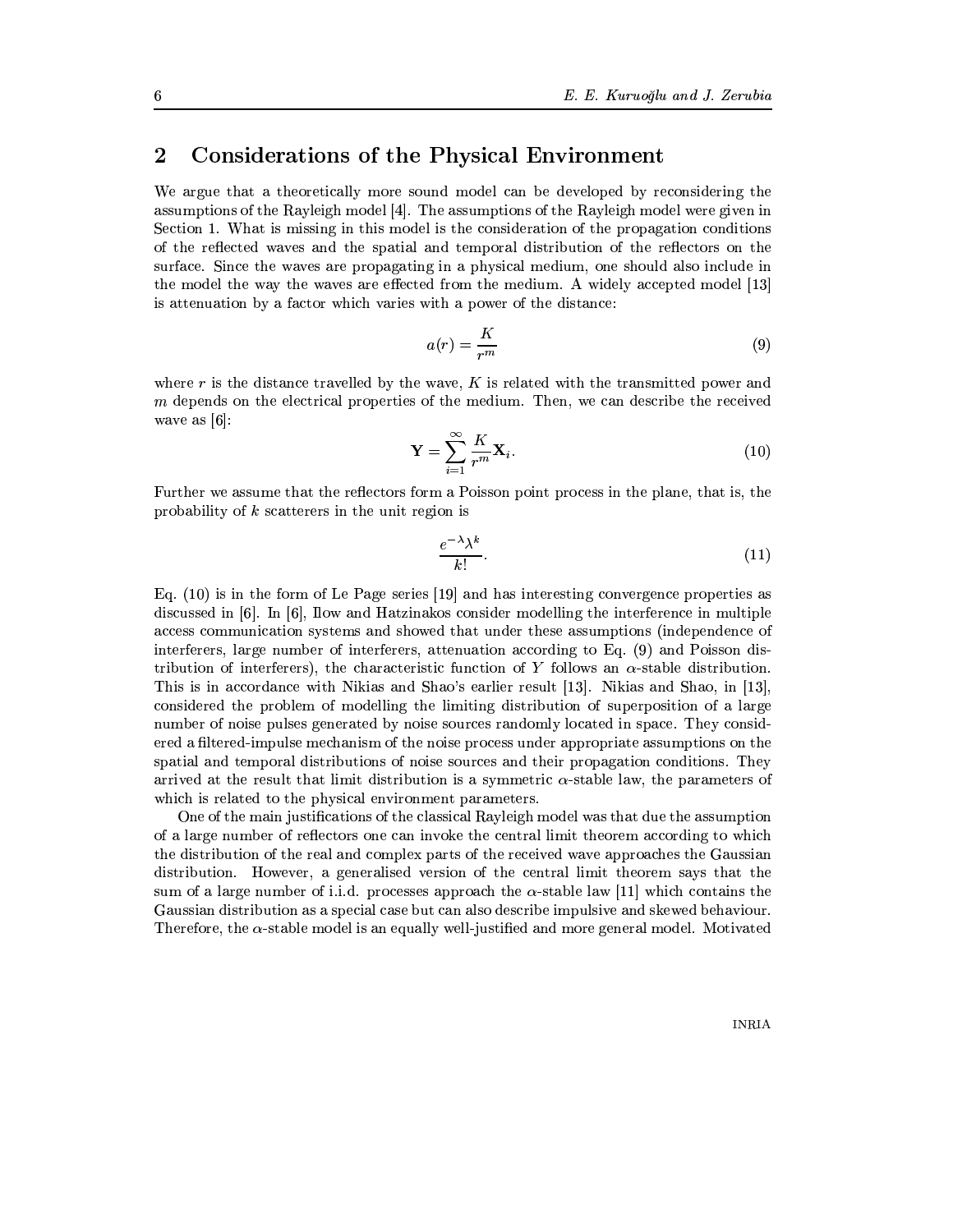## 2 Considerations of the Physical Environment

We argue that a theoretically more sound model can be developed by reconsidering the assumptions of the Rayleigh model [4]. The assumptions of the Rayleigh model were given in Section 1. What is missing in this model is the consideration of the propagation conditions of the reflected waves and the spatial and temporal distribution of the reflectors on the surface. Since the waves are propagating in a physical medium, one should also include in the model the way the waves are effected from the medium. A widely accepted model [13] is attenuation by a factor which varies with a power of the distance:

$$a(r) = \frac{K}{r^m} \tag{9}$$

where $r$ is the distance travelled by the wave, $K$ is related with the transmitted power and $m$ depends on the electrical properties of the medium. Then, we can describe the received wave as [6]:

$$\mathbf{Y} = \sum_{i=1}^{\infty} \frac{K}{r^m} \mathbf{X}_i. \tag{10}$$

Further we assume that the reflectors form a Poisson point process in the plane, that is, the probability of $k$ scatterers in the unit region is

$$\frac{e^{-\lambda} \lambda^k}{k!}. \tag{11}$$

Eq. (10) is in the form of Le Page series [19] and has interesting convergence properties as discussed in [6]. In [6], Ilow and Hatzinakos consider modelling the interference in multiple access communication systems and showed that under these assumptions (independence of interferers, large number of interferers, attenuation according to Eq. (9) and Poisson distribution of interferers), the characteristic function of $Y$ follows an $\alpha$-stable distribution. This is in accordance with Nikias and Shao's earlier result [13]. Nikias and Shao, in [13], considered the problem of modelling the limiting distribution of superposition of a large number of noise pulses generated by noise sources randomly located in space. They considered a filtered-impulse mechanism of the noise process under appropriate assumptions on the spatial and temporal distributions of noise sources and their propagation conditions. They arrived at the result that limit distribution is a symmetric $\alpha$-stable law, the parameters of which is related to the physical environment parameters.

One of the main justifications of the classical Rayleigh model was that due the assumption of a large number of reflectors one can invoke the central limit theorem according to which the distribution of the real and complex parts of the received wave approaches the Gaussian distribution. However, a generalised version of the central limit theorem says that the sum of a large number of i.i.d. processes approach the $\alpha$-stable law [11] which contains the Gaussian distribution as a special case but can also describe impulsive and skewed behaviour. Therefore, the $\alpha$-stable model is an equally well-justified and more general model. Motivated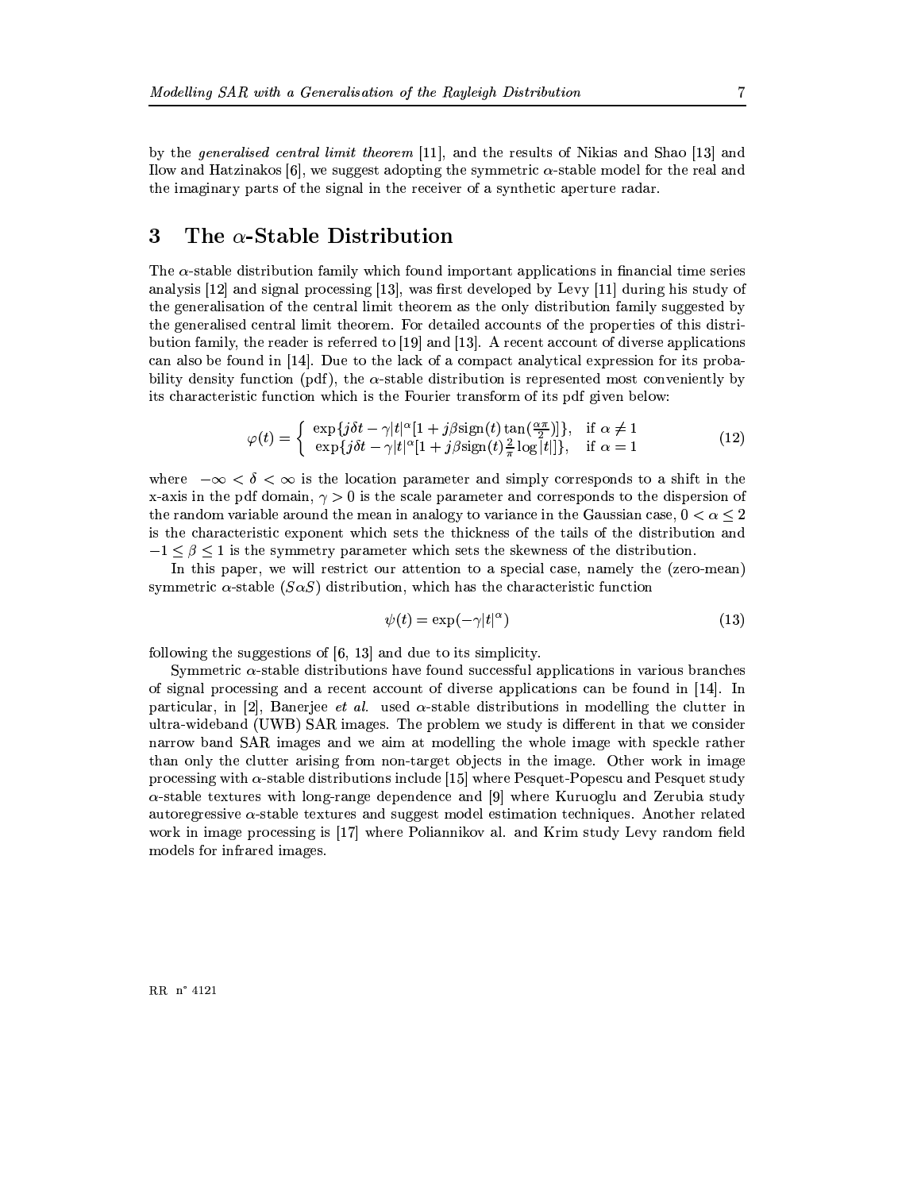by the *generalised central limit theorem* [11], and the results of Nikias and Shao [13] and Ilow and Hatzinakos [6], we suggest adopting the symmetric $\alpha$-stable model for the real and the imaginary parts of the signal in the receiver of a synthetic aperture radar.

## 3 The $\alpha$-Stable Distribution

The $\alpha$-stable distribution family which found important applications in financial time series analysis [12] and signal processing [13], was first developed by Levy [11] during his study of the generalisation of the central limit theorem as the only distribution family suggested by the generalised central limit theorem. For detailed accounts of the properties of this distribution family, the reader is referred to [19] and [13]. A recent account of diverse applications can also be found in [14]. Due to the lack of a compact analytical expression for its probability density function (pdf), the $\alpha$-stable distribution is represented most conveniently by its characteristic function which is the Fourier transform of its pdf given below:

$$\varphi(t) = \begin{cases} \exp\{j\delta t - \gamma|t|^{\alpha}[1 + j\beta \text{sign}(t)\tan(\frac{\alpha\pi}{2})]\}, & \text{if } \alpha \neq 1 \\ \exp\{j\delta t - \gamma|t|^{\alpha}[1 + j\beta \text{sign}(t)\frac{2}{\pi}\log|t|]\}, & \text{if } \alpha = 1 \end{cases} \tag{12}$$

where $-\infty < \delta < \infty$ is the location parameter and simply corresponds to a shift in the x-axis in the pdf domain, $\gamma > 0$ is the scale parameter and corresponds to the dispersion of the random variable around the mean in analogy to variance in the Gaussian case, $0 < \alpha \leq 2$ is the characteristic exponent which sets the thickness of the tails of the distribution and $-1 \leq \beta \leq 1$ is the symmetry parameter which sets the skewness of the distribution.

In this paper, we will restrict our attention to a special case, namely the (zero-mean) symmetric $\alpha$-stable ($S\alpha S$) distribution, which has the characteristic function

$$\psi(t) = \exp(-\gamma|t|^{\alpha}) \tag{13}$$

following the suggestions of [6, 13] and due to its simplicity.

Symmetric $\alpha$-stable distributions have found successful applications in various branches of signal processing and a recent account of diverse applications can be found in [14]. In particular, in [2], Banerjee *et al.* used $\alpha$-stable distributions in modelling the clutter in ultra-wideband (UWB) SAR images. The problem we study is different in that we consider narrow band SAR images and we aim at modelling the whole image with speckle rather than only the clutter arising from non-target objects in the image. Other work in image processing with $\alpha$-stable distributions include [15] where Pesquet-Popescu and Pesquet study $\alpha$-stable textures with long-range dependence and [9] where Kuruoglu and Zerubia study autoregressive $\alpha$-stable textures and suggest model estimation techniques. Another related work in image processing is [17] where Poliannikov al. and Krim study Levy random field models for infrared images.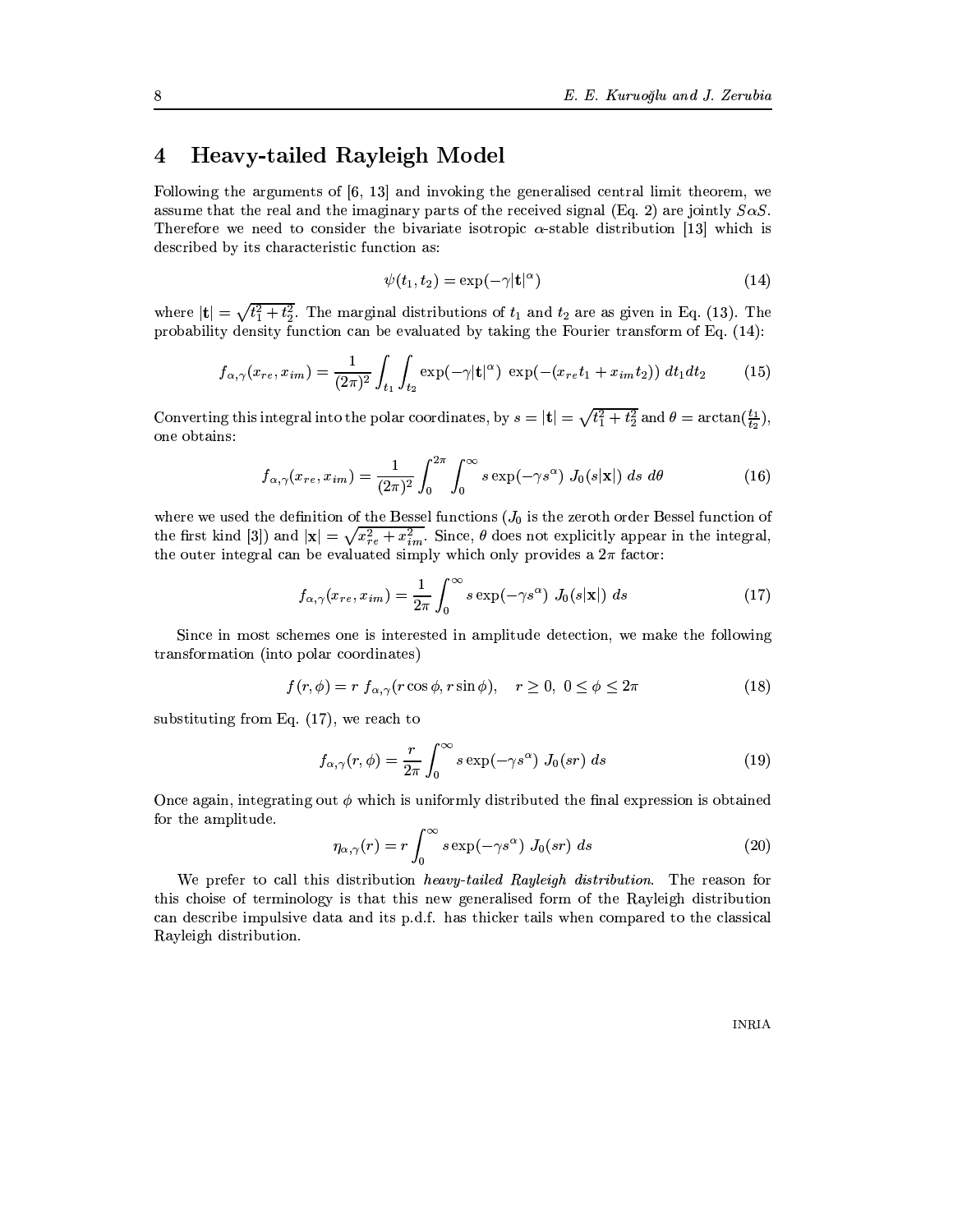## 4 Heavy-tailed Rayleigh Model

Following the arguments of [6, 13] and invoking the generalised central limit theorem, we assume that the real and the imaginary parts of the received signal (Eq. 2) are jointly $S\alpha S$. Therefore we need to consider the bivariate isotropic $\alpha$-stable distribution [13] which is described by its characteristic function as:

$$\psi(t_1, t_2) = \exp(-\gamma |\mathbf{t}|^\alpha) \tag{14}$$

where $|\mathbf{t}| = \sqrt{t_1^2 + t_2^2}$. The marginal distributions of $t_1$ and $t_2$ are as given in Eq. (13). The probability density function can be evaluated by taking the Fourier transform of Eq. (14):

$$f_{\alpha,\gamma}(x_{re}, x_{im}) = \frac{1}{(2\pi)^2} \int_{t_1} \int_{t_2} \exp(-\gamma |\mathbf{t}|^\alpha) \, \exp(-(x_{re} t_1 + x_{im} t_2)) \, dt_1 dt_2 \tag{15}$$

Converting this integral into the polar coordinates, by $s = |\mathbf{t}| = \sqrt{t_1^2 + t_2^2}$ and $\theta = \arctan(\frac{t_1}{t_2})$, one obtains:

$$f_{\alpha,\gamma}(x_{re}, x_{im}) = \frac{1}{(2\pi)^2} \int_0^{2\pi} \int_0^\infty s \exp(-\gamma s^\alpha) \; J_0(s|\mathbf{x}|) \; ds \; d\theta \tag{16}$$

where we used the definition of the Bessel functions ($J_0$ is the zeroth order Bessel function of the first kind [3]) and $|\mathbf{x}| = \sqrt{x_{re}^2 + x_{im}^2}$. Since, $\theta$ does not explicitly appear in the integral, the outer integral can be evaluated simply which only provides a $2\pi$ factor:

$$f_{\alpha,\gamma}(x_{re}, x_{im}) = \frac{1}{2\pi} \int_0^\infty s \exp(-\gamma s^\alpha) \; J_0(s|\mathbf{x}|) \; ds \tag{17}$$

Since in most schemes one is interested in amplitude detection, we make the following transformation (into polar coordinates)

$$f(r, \phi) = r \; f_{\alpha,\gamma}(r\cos\phi, r\sin\phi), \quad r \geq 0, \; 0 \leq \phi \leq 2\pi \tag{18}$$

substituting from Eq. (17), we reach to

$$f_{\alpha,\gamma}(r, \phi) = \frac{r}{2\pi} \int_0^\infty s \exp(-\gamma s^\alpha) \; J_0(sr) \; ds \tag{19}$$

Once again, integrating out $\phi$ which is uniformly distributed the final expression is obtained for the amplitude.

$$\eta_{\alpha,\gamma}(r) = r \int_0^\infty s \exp(-\gamma s^\alpha) \; J_0(sr) \; ds \tag{20}$$

We prefer to call this distribution *heavy-tailed Rayleigh distribution*. The reason for this choise of terminology is that this new generalised form of the Rayleigh distribution can describe impulsive data and its p.d.f. has thicker tails when compared to the classical Rayleigh distribution.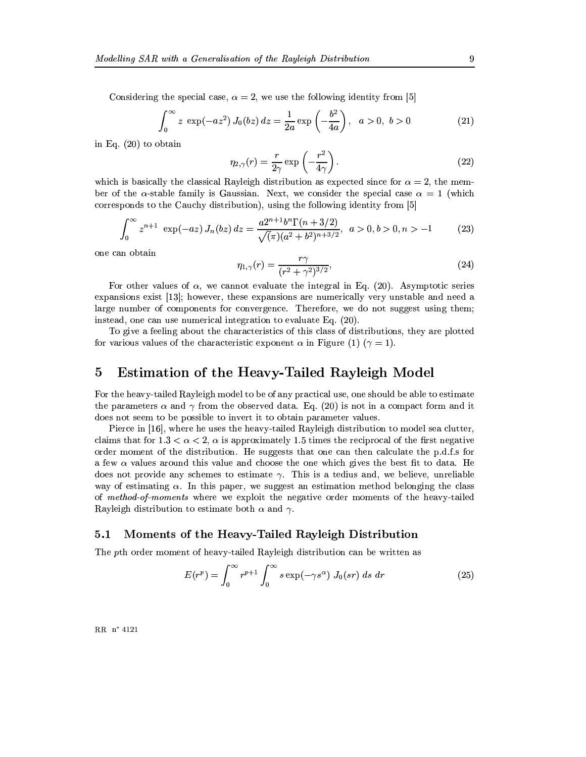Considering the special case, $\alpha = 2$, we use the following identity from [5]

$$\int_0^\infty z \exp(-az^2) J_0(bz)\, dz = \frac{1}{2a} \exp\left(-\frac{b^2}{4a}\right), \quad a > 0,\ b > 0 \tag{21}$$

in Eq. (20) to obtain

$$\eta_{2,\gamma}(r) = \frac{r}{2\gamma} \exp\left(-\frac{r^2}{4\gamma}\right). \tag{22}$$

which is basically the classical Rayleigh distribution as expected since for $\alpha = 2$, the member of the $\alpha$-stable family is Gaussian. Next, we consider the special case $\alpha = 1$ (which corresponds to the Cauchy distribution), using the following identity from [5]

$$\int_0^\infty z^{n+1} \exp(-az)\, J_n(bz)\, dz = \frac{a 2^{n+1} b^n \Gamma(n + 3/2)}{\sqrt{(\pi)}(a^2 + b^2)^{n+3/2}}, \quad a > 0, b > 0, n > -1 \tag{23}$$

one can obtain

$$\eta_{1,\gamma}(r) = \frac{r\gamma}{(r^2 + \gamma^2)^{3/2}}, \tag{24}$$

For other values of $\alpha$, we cannot evaluate the integral in Eq. (20). Asymptotic series expansions exist [13]; however, these expansions are numerically very unstable and need a large number of components for convergence. Therefore, we do not suggest using them; instead, one can use numerical integration to evaluate Eq. (20).

To give a feeling about the characteristics of this class of distributions, they are plotted for various values of the characteristic exponent $\alpha$ in Figure (1) ($\gamma = 1$).

# 5 Estimation of the Heavy-Tailed Rayleigh Model

For the heavy-tailed Rayleigh model to be of any practical use, one should be able to estimate the parameters $\alpha$ and $\gamma$ from the observed data. Eq. (20) is not in a compact form and it does not seem to be possible to invert it to obtain parameter values.

Pierce in [16], where he uses the heavy-tailed Rayleigh distribution to model sea clutter, claims that for $1.3 < \alpha < 2$, $\alpha$ is approximately 1.5 times the reciprocal of the first negative order moment of the distribution. He suggests that one can then calculate the p.d.f.s for a few $\alpha$ values around this value and choose the one which gives the best fit to data. He does not provide any schemes to estimate $\gamma$. This is a tedius and, we believe, unreliable way of estimating $\alpha$. In this paper, we suggest an estimation method belonging the class of *method-of-moments* where we exploit the negative order moments of the heavy-tailed Rayleigh distribution to estimate both $\alpha$ and $\gamma$.

## 5.1 Moments of the Heavy-Tailed Rayleigh Distribution

The $p$th order moment of heavy-tailed Rayleigh distribution can be written as

$$E(r^p) = \int_0^\infty r^{p+1} \int_0^\infty s \exp(-\gamma s^\alpha)\, J_0(sr)\, ds\, dr \tag{25}$$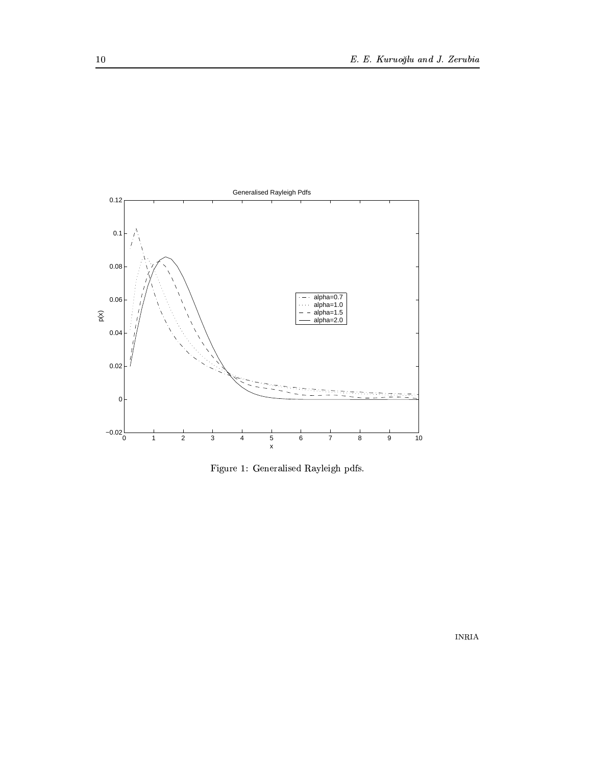Figure 1: Generalised Rayleigh pdfs.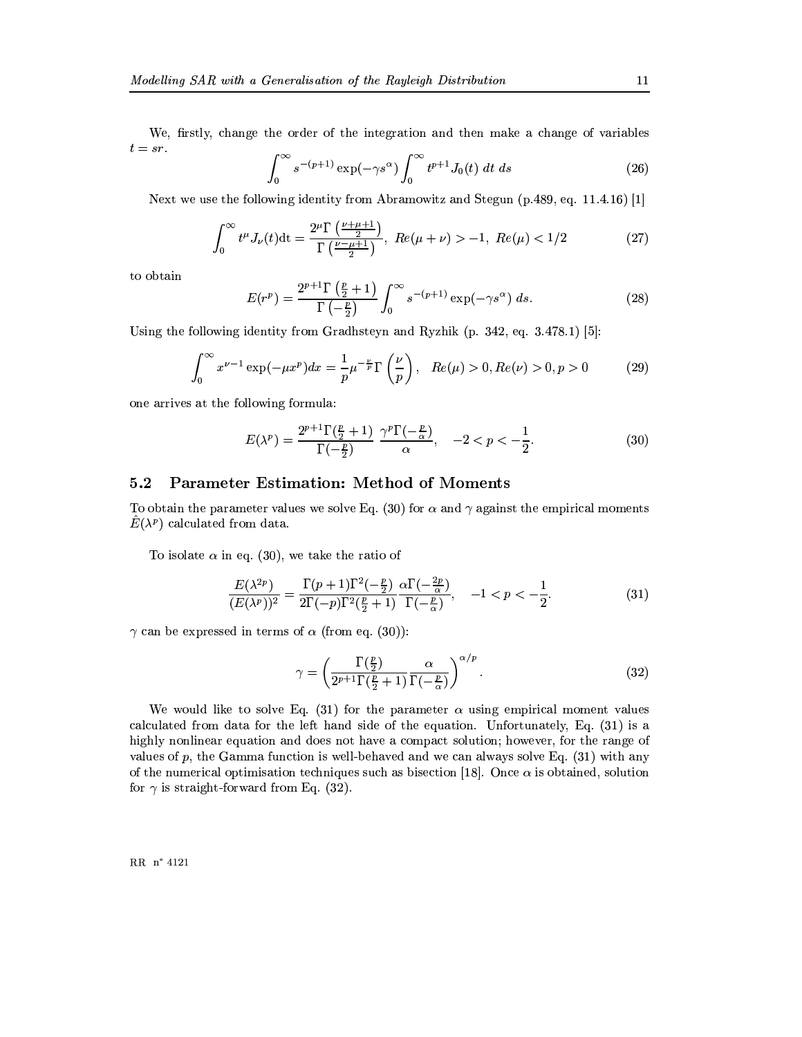We, firstly, change the order of the integration and then make a change of variables $t = sr$.

$$\int_0^\infty s^{-(p+1)} \exp(-\gamma s^\alpha) \int_0^\infty t^{p+1} J_0(t)\ dt\ ds \tag{26}$$

Next we use the following identity from Abramowitz and Stegun (p.489, eq. 11.4.16) [1]

$$\int_0^\infty t^\mu J_\nu(t) \mathrm{d}t = \frac{2^\mu \Gamma\left(\frac{\nu+\mu+1}{2}\right)}{\Gamma\left(\frac{\nu-\mu+1}{2}\right)},\ Re(\mu+\nu) > -1,\ Re(\mu) < 1/2 \tag{27}$$

to obtain

$$E(r^p) = \frac{2^{p+1}\Gamma\left(\frac{p}{2}+1\right)}{\Gamma\left(-\frac{p}{2}\right)} \int_0^\infty s^{-(p+1)} \exp(-\gamma s^\alpha)\ ds. \tag{28}$$

Using the following identity from Gradhsteyn and Ryzhik (p. 342, eq. 3.478.1) [5]:

$$\int_0^\infty x^{\nu-1} \exp(-\mu x^p) dx = \frac{1}{p} \mu^{-\frac{\nu}{p}} \Gamma\left(\frac{\nu}{p}\right), \quad Re(\mu) > 0, Re(\nu) > 0, p > 0 \tag{29}$$

one arrives at the following formula:

$$E(\lambda^p) = \frac{2^{p+1}\Gamma(\frac{p}{2}+1)}{\Gamma(-\frac{p}{2})} \frac{\gamma^p \Gamma(-\frac{p}{\alpha})}{\alpha}, \quad -2 < p < -\frac{1}{2}. \tag{30}$$

## 5.2 Parameter Estimation: Method of Moments

To obtain the parameter values we solve Eq. (30) for $\alpha$ and $\gamma$ against the empirical moments $\hat{E}(\lambda^p)$ calculated from data.

To isolate $\alpha$ in eq. (30), we take the ratio of

$$\frac{E(\lambda^{2p})}{(E(\lambda^p))^2} = \frac{\Gamma(p+1)\Gamma^2(-\frac{p}{2})}{2\Gamma(-p)\Gamma^2(\frac{p}{2}+1)} \frac{\alpha\Gamma(-\frac{2p}{\alpha})}{\Gamma(-\frac{p}{\alpha})}, \quad -1 < p < -\frac{1}{2}. \tag{31}$$

$\gamma$ can be expressed in terms of $\alpha$ (from eq. (30)):

$$\gamma = \left(\frac{\Gamma(\frac{p}{2})}{2^{p+1}\Gamma(\frac{p}{2}+1)} \frac{\alpha}{\Gamma(-\frac{p}{\alpha})}\right)^{\alpha/p}. \tag{32}$$

We would like to solve Eq. (31) for the parameter $\alpha$ using empirical moment values calculated from data for the left hand side of the equation. Unfortunately, Eq. (31) is a highly nonlinear equation and does not have a compact solution; however, for the range of values of $p$, the Gamma function is well-behaved and we can always solve Eq. (31) with any of the numerical optimisation techniques such as bisection [18]. Once $\alpha$ is obtained, solution for $\gamma$ is straight-forward from Eq. (32).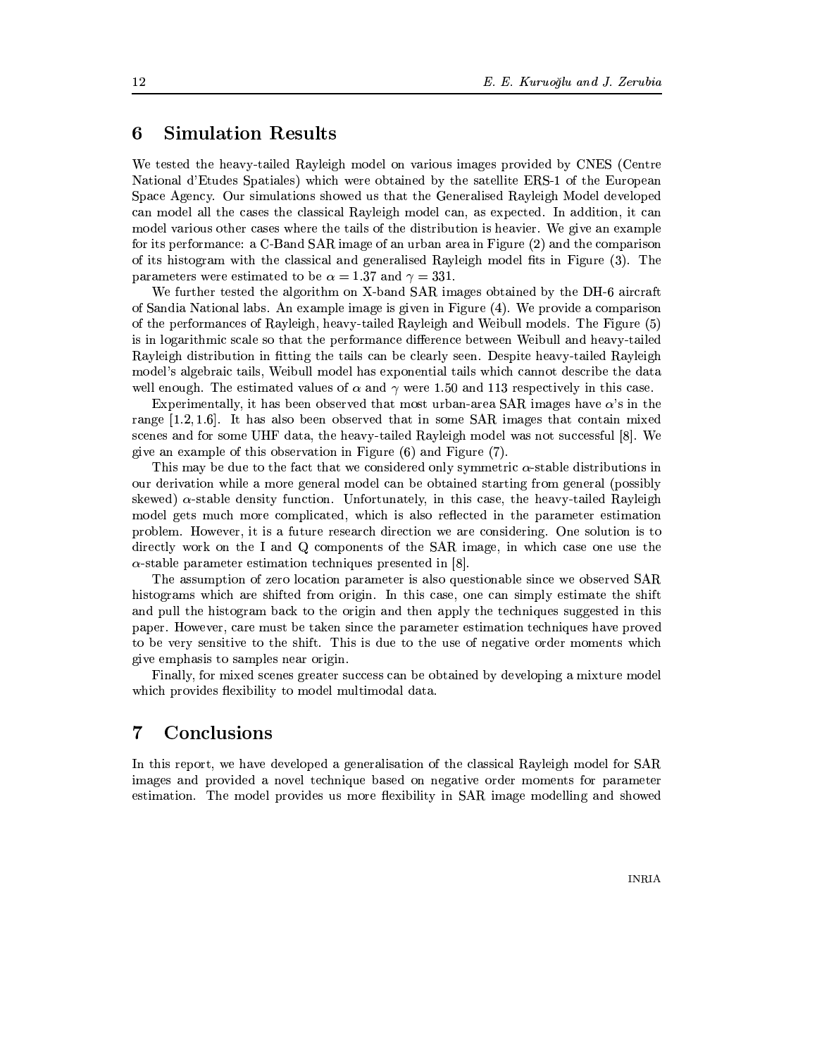## 6 Simulation Results

We tested the heavy-tailed Rayleigh model on various images provided by CNES (Centre National d'Etudes Spatiales) which were obtained by the satellite ERS-1 of the European Space Agency. Our simulations showed us that the Generalised Rayleigh Model developed can model all the cases the classical Rayleigh model can, as expected. In addition, it can model various other cases where the tails of the distribution is heavier. We give an example for its performance: a C-Band SAR image of an urban area in Figure (2) and the comparison of its histogram with the classical and generalised Rayleigh model fits in Figure (3). The parameters were estimated to be $\alpha = 1.37$ and $\gamma = 331$.

We further tested the algorithm on X-band SAR images obtained by the DH-6 aircraft of Sandia National labs. An example image is given in Figure (4). We provide a comparison of the performances of Rayleigh, heavy-tailed Rayleigh and Weibull models. The Figure (5) is in logarithmic scale so that the performance difference between Weibull and heavy-tailed Rayleigh distribution in fitting the tails can be clearly seen. Despite heavy-tailed Rayleigh model's algebraic tails, Weibull model has exponential tails which cannot describe the data well enough. The estimated values of $\alpha$ and $\gamma$ were 1.50 and 113 respectively in this case.

Experimentally, it has been observed that most urban-area SAR images have $\alpha$'s in the range $[1.2, 1.6]$. It has also been observed that in some SAR images that contain mixed scenes and for some UHF data, the heavy-tailed Rayleigh model was not successful [8]. We give an example of this observation in Figure (6) and Figure (7).

This may be due to the fact that we considered only symmetric $\alpha$-stable distributions in our derivation while a more general model can be obtained starting from general (possibly skewed) $\alpha$-stable density function. Unfortunately, in this case, the heavy-tailed Rayleigh model gets much more complicated, which is also reflected in the parameter estimation problem. However, it is a future research direction we are considering. One solution is to directly work on the I and Q components of the SAR image, in which case one use the $\alpha$-stable parameter estimation techniques presented in [8].

The assumption of zero location parameter is also questionable since we observed SAR histograms which are shifted from origin. In this case, one can simply estimate the shift and pull the histogram back to the origin and then apply the techniques suggested in this paper. However, care must be taken since the parameter estimation techniques have proved to be very sensitive to the shift. This is due to the use of negative order moments which give emphasis to samples near origin.

Finally, for mixed scenes greater success can be obtained by developing a mixture model which provides flexibility to model multimodal data.

## 7 Conclusions

In this report, we have developed a generalisation of the classical Rayleigh model for SAR images and provided a novel technique based on negative order moments for parameter estimation. The model provides us more flexibility in SAR image modelling and showed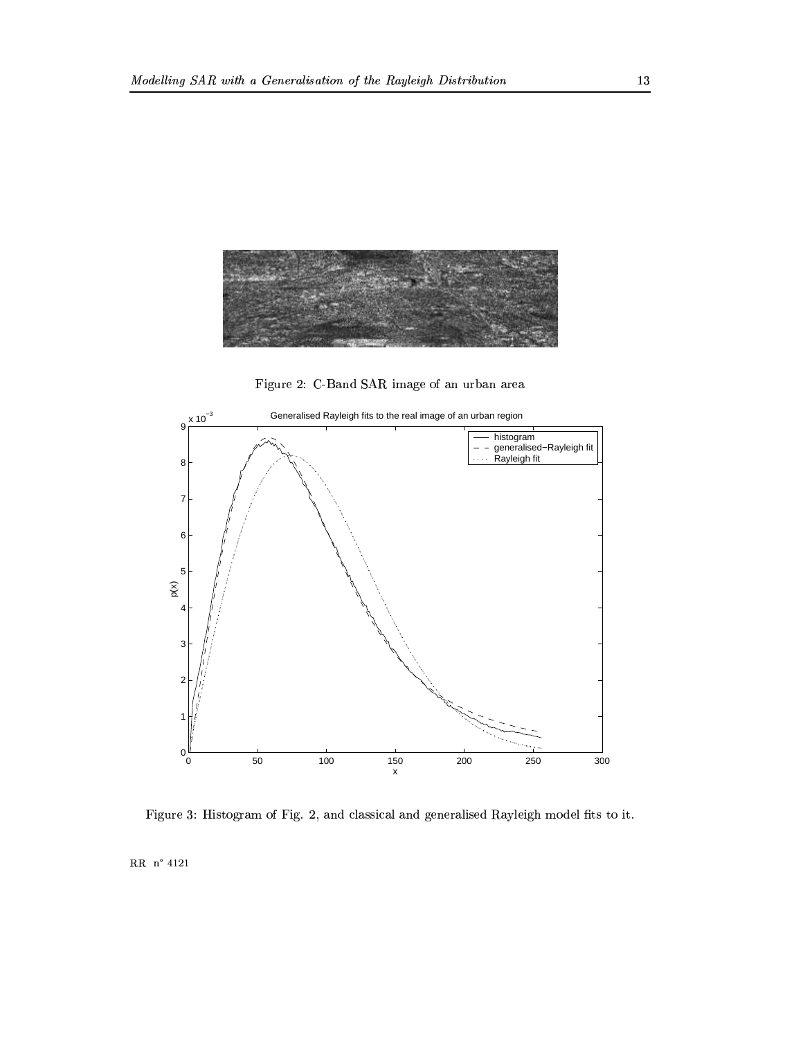Figure 2: C-Band SAR image of an urban area

Figure 3: Histogram of Fig. 2, and classical and generalised Rayleigh model fits to it.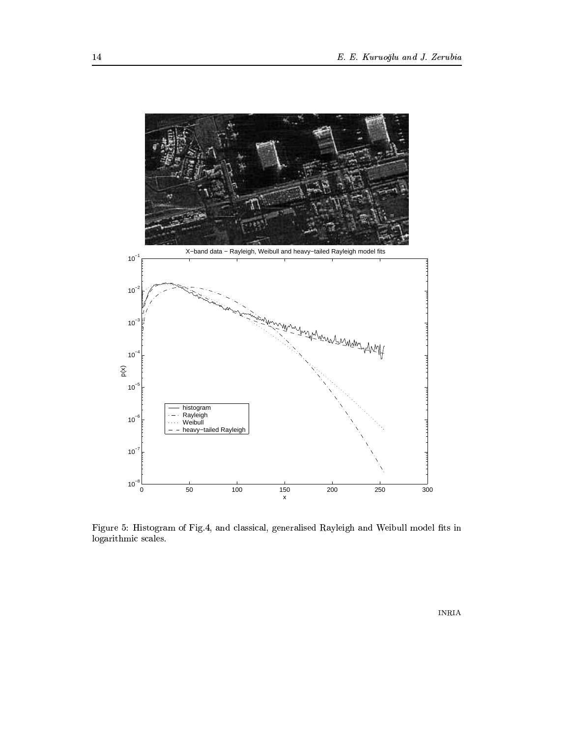Figure 5: Histogram of Fig.4, and classical, generalised Rayleigh and Weibull model fits in logarithmic scales.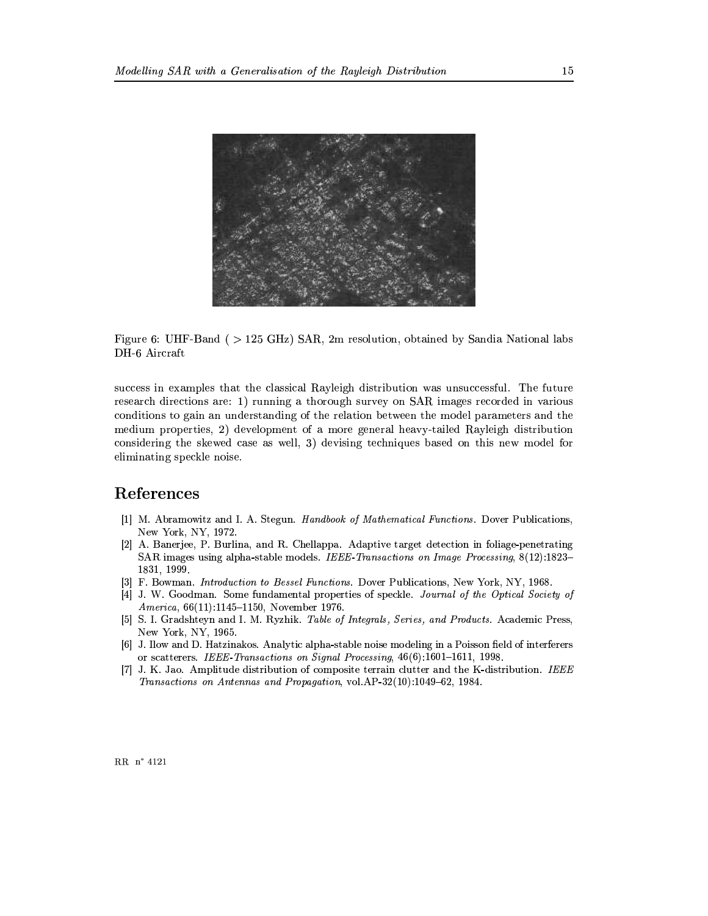Figure 6: UHF-Band ( $> 125$ GHz) SAR, 2m resolution, obtained by Sandia National labs DH-6 Aircraft

success in examples that the classical Rayleigh distribution was unsuccessful. The future research directions are: 1) running a thorough survey on SAR images recorded in various conditions to gain an understanding of the relation between the model parameters and the medium properties, 2) development of a more general heavy-tailed Rayleigh distribution considering the skewed case as well, 3) devising techniques based on this new model for eliminating speckle noise.

# References

[1] M. Abramowitz and I. A. Stegun. *Handbook of Mathematical Functions*. Dover Publications, New York, NY, 1972.

[2] A. Banerjee, P. Burlina, and R. Chellappa. Adaptive target detection in foliage-penetrating SAR images using alpha-stable models. *IEEE-Transactions on Image Processing*, 8(12):1823–1831, 1999.

[3] F. Bowman. *Introduction to Bessel Functions*. Dover Publications, New York, NY, 1968.

[4] J. W. Goodman. Some fundamental properties of speckle. *Journal of the Optical Society of America*, 66(11):1145–1150, November 1976.

[5] S. I. Gradshteyn and I. M. Ryzhik. *Table of Integrals, Series, and Products*. Academic Press, New York, NY, 1965.

[6] J. Ilow and D. Hatzinakos. Analytic alpha-stable noise modeling in a Poisson field of interferers or scatterers. *IEEE-Transactions on Signal Processing*, 46(6):1601–1611, 1998.

[7] J. K. Jao. Amplitude distribution of composite terrain clutter and the K-distribution. *IEEE Transactions on Antennas and Propagation*, vol.AP-32(10):1049–62, 1984.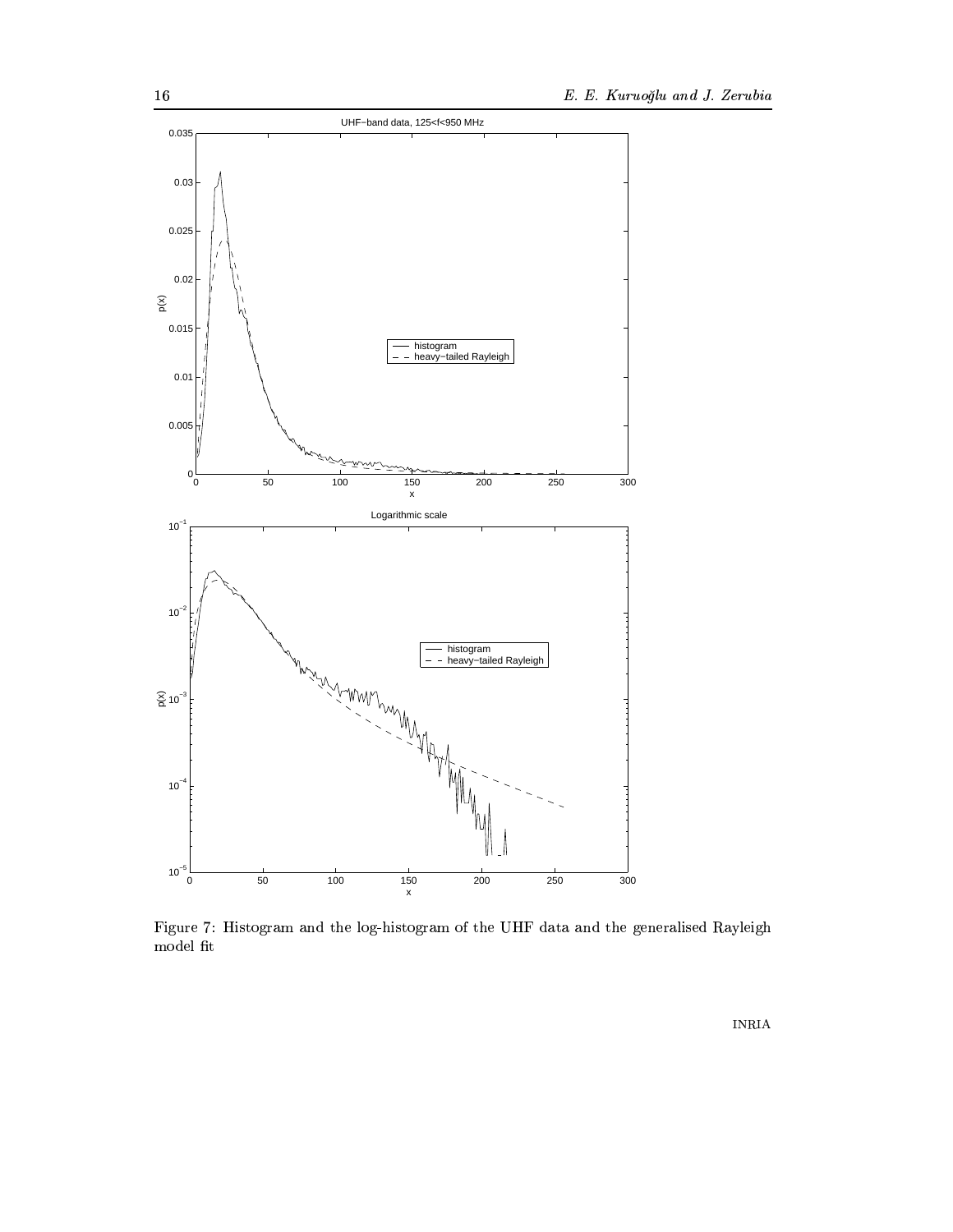Figure 7: Histogram and the log-histogram of the UHF data and the generalised Rayleigh model fit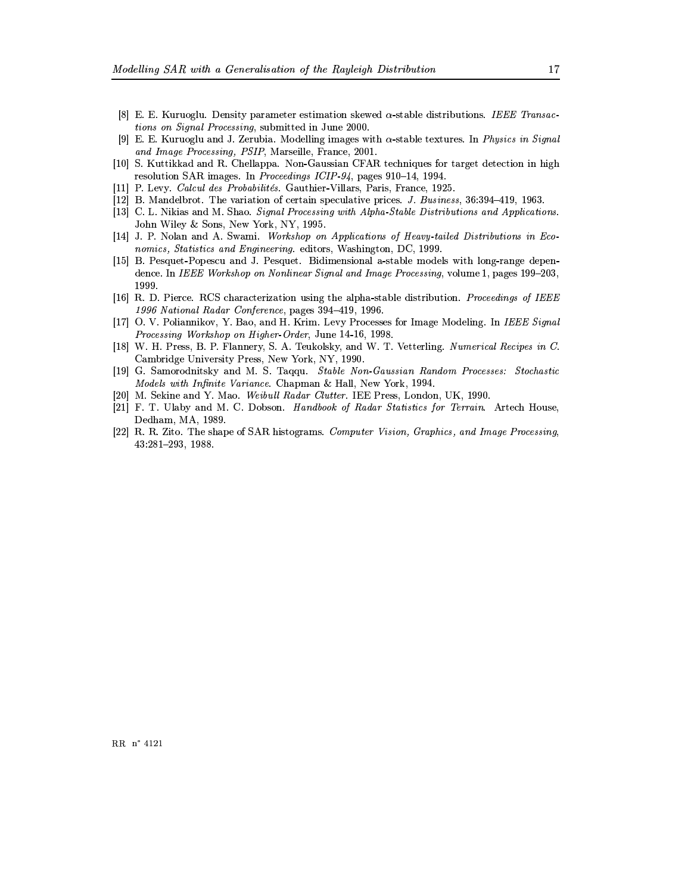[8] E. E. Kuruoglu. Density parameter estimation skewed $\alpha$-stable distributions. *IEEE Transactions on Signal Processing*, submitted in June 2000.

[9] E. E. Kuruoglu and J. Zerubia. Modelling images with $\alpha$-stable textures. In *Physics in Signal and Image Processing, PSIP*, Marseille, France, 2001.

[10] S. Kuttikkad and R. Chellappa. Non-Gaussian CFAR techniques for target detection in high resolution SAR images. In *Proceedings ICIP-94*, pages 910–14, 1994.

[11] P. Levy. *Calcul des Probabilités*. Gauthier-Villars, Paris, France, 1925.

[12] B. Mandelbrot. The variation of certain speculative prices. *J. Business*, 36:394–419, 1963.

[13] C. L. Nikias and M. Shao. *Signal Processing with Alpha-Stable Distributions and Applications*. John Wiley & Sons, New York, NY, 1995.

[14] J. P. Nolan and A. Swami. *Workshop on Applications of Heavy-tailed Distributions in Economics, Statistics and Engineering.* editors, Washington, DC, 1999.

[15] B. Pesquet-Popescu and J. Pesquet. Bidimensional a-stable models with long-range dependence. In *IEEE Workshop on Nonlinear Signal and Image Processing*, volume 1, pages 199–203, 1999.

[16] R. D. Pierce. RCS characterization using the alpha-stable distribution. *Proceedings of IEEE 1996 National Radar Conference*, pages 394–419, 1996.

[17] O. V. Poliannikov, Y. Bao, and H. Krim. Levy Processes for Image Modeling. In *IEEE Signal Processing Workshop on Higher-Order*, June 14-16, 1998.

[18] W. H. Press, B. P. Flannery, S. A. Teukolsky, and W. T. Vetterling. *Numerical Recipes in C*. Cambridge University Press, New York, NY, 1990.

[19] G. Samorodnitsky and M. S. Taqqu. *Stable Non-Gaussian Random Processes: Stochastic Models with Infinite Variance*. Chapman & Hall, New York, 1994.

[20] M. Sekine and Y. Mao. *Weibull Radar Clutter*. IEE Press, London, UK, 1990.

[21] F. T. Ulaby and M. C. Dobson. *Handbook of Radar Statistics for Terrain*. Artech House, Dedham, MA, 1989.

[22] R. R. Zito. The shape of SAR histograms. *Computer Vision, Graphics, and Image Processing*, 43:281–293, 1988.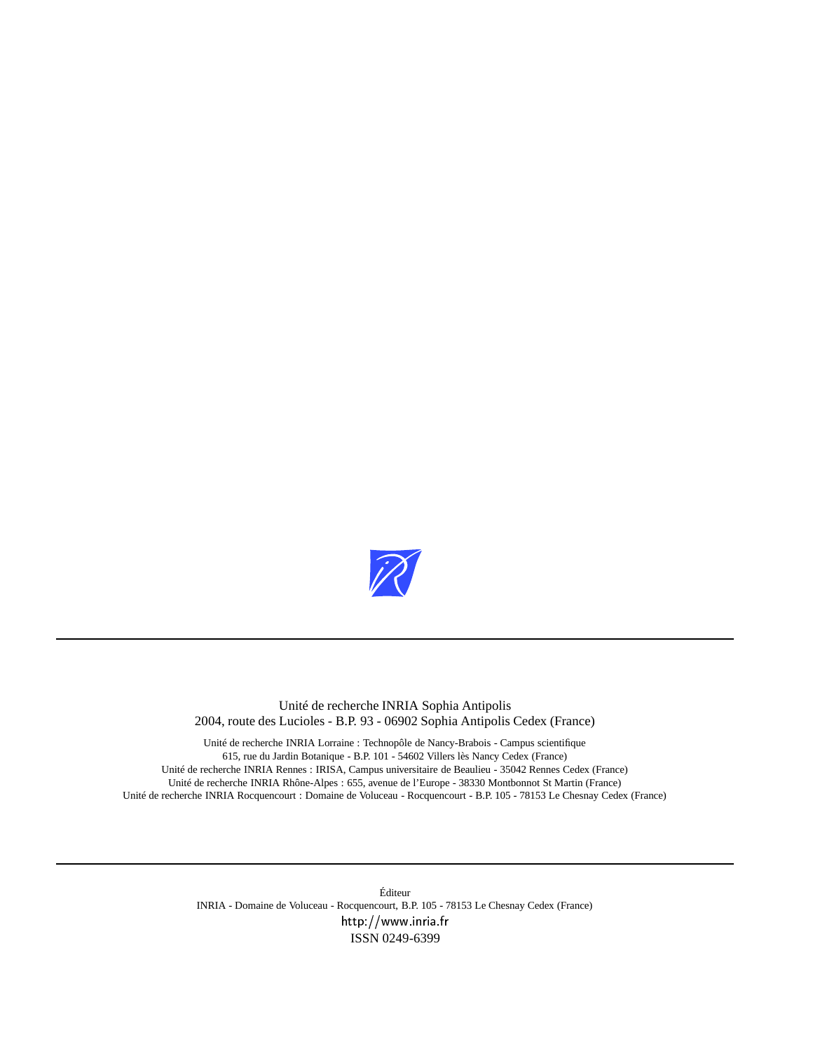Unité de recherche INRIA Sophia Antipolis
2004, route des Lucioles - B.P. 93 - 06902 Sophia Antipolis Cedex (France)

Unité de recherche INRIA Lorraine : Technopôle de Nancy-Brabois - Campus scientifique
615, rue du Jardin Botanique - B.P. 101 - 54602 Villers lès Nancy Cedex (France)
Unité de recherche INRIA Rennes : IRISA, Campus universitaire de Beaulieu - 35042 Rennes Cedex (France)
Unité de recherche INRIA Rhône-Alpes : 655, avenue de l'Europe - 38330 Montbonnot St Martin (France)
Unité de recherche INRIA Rocquencourt : Domaine de Voluceau - Rocquencourt - B.P. 105 - 78153 Le Chesnay Cedex (France)

---

Éditeur
INRIA - Domaine de Voluceau - Rocquencourt, B.P. 105 - 78153 Le Chesnay Cedex (France)
http://www.inria.fr
ISSN 0249-6399